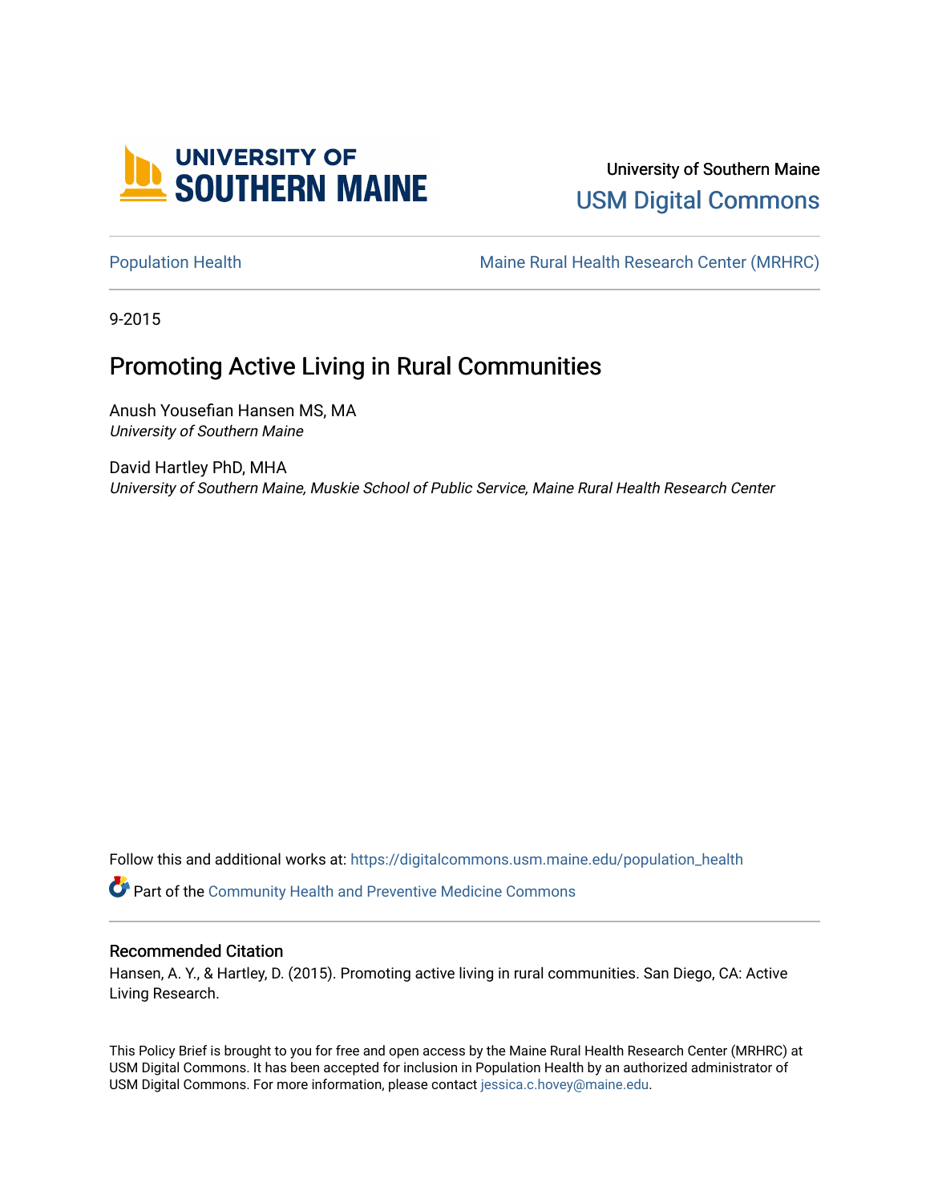University of Southern Maine

USM Digital Commons

Population Health

Maine Rural Health Research Center (MRHRC)

9-2015

# Promoting Active Living in Rural Communities

Anush Yousefian Hansen MS, MA
*University of Southern Maine*

David Hartley PhD, MHA
*University of Southern Maine, Muskie School of Public Service, Maine Rural Health Research Center*

Follow this and additional works at: https://digitalcommons.usm.maine.edu/population_health

Part of the Community Health and Preventive Medicine Commons

## Recommended Citation

Hansen, A. Y., & Hartley, D. (2015). Promoting active living in rural communities. San Diego, CA: Active Living Research.

This Policy Brief is brought to you for free and open access by the Maine Rural Health Research Center (MRHRC) at USM Digital Commons. It has been accepted for inclusion in Population Health by an authorized administrator of USM Digital Commons. For more information, please contact jessica.c.hovey@maine.edu.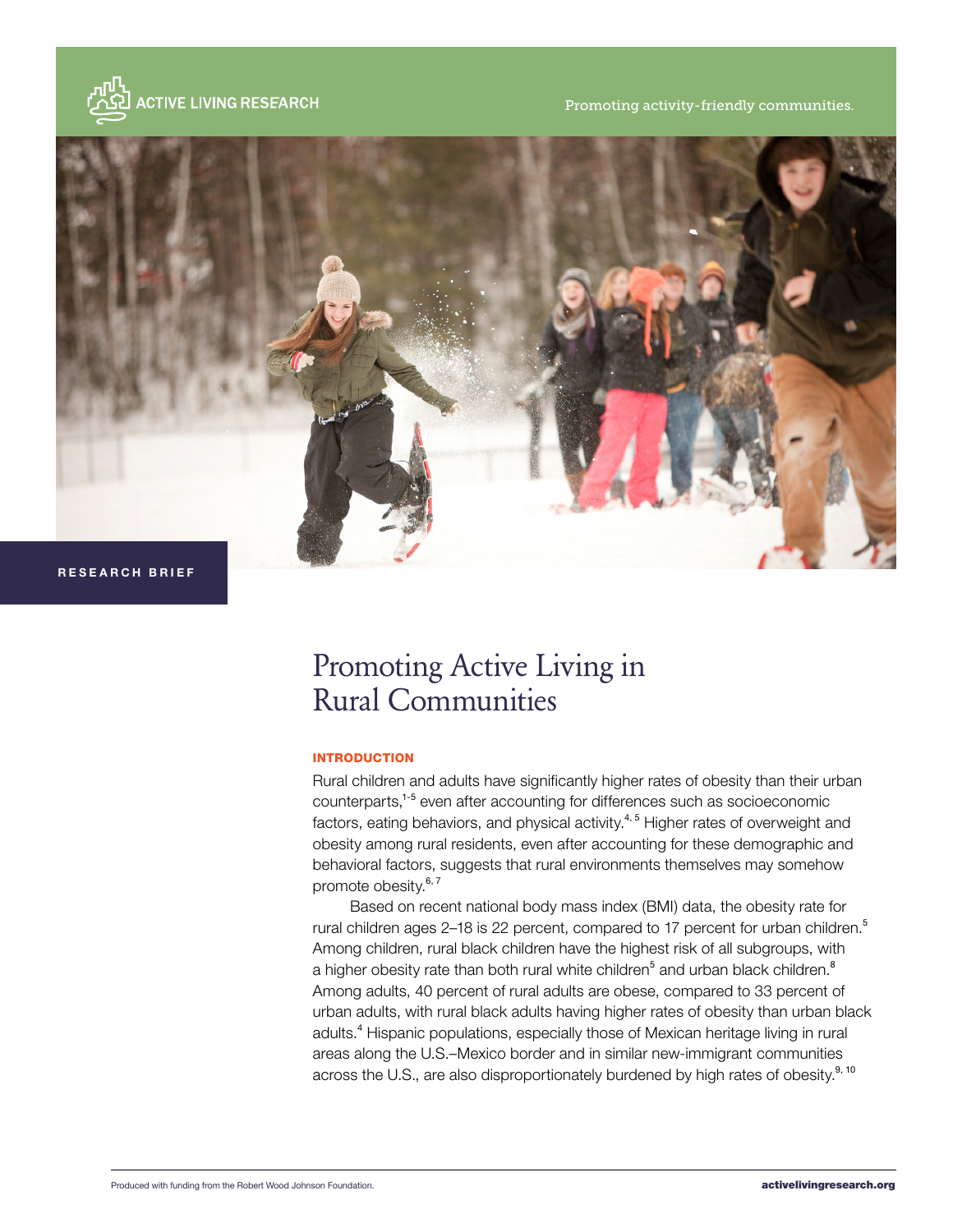ACTIVE LIVING RESEARCH

Promoting activity-friendly communities.

RESEARCH BRIEF

# Promoting Active Living in Rural Communities

## INTRODUCTION

Rural children and adults have significantly higher rates of obesity than their urban counterparts,[1-5] even after accounting for differences such as socioeconomic factors, eating behaviors, and physical activity.[4, 5] Higher rates of overweight and obesity among rural residents, even after accounting for these demographic and behavioral factors, suggests that rural environments themselves may somehow promote obesity.[6, 7]

Based on recent national body mass index (BMI) data, the obesity rate for rural children ages 2–18 is 22 percent, compared to 17 percent for urban children.[5] Among children, rural black children have the highest risk of all subgroups, with a higher obesity rate than both rural white children[5] and urban black children.[8] Among adults, 40 percent of rural adults are obese, compared to 33 percent of urban adults, with rural black adults having higher rates of obesity than urban black adults.[4] Hispanic populations, especially those of Mexican heritage living in rural areas along the U.S.–Mexico border and in similar new-immigrant communities across the U.S., are also disproportionately burdened by high rates of obesity.[9, 10]

Produced with funding from the Robert Wood Johnson Foundation.

activelivingresearch.org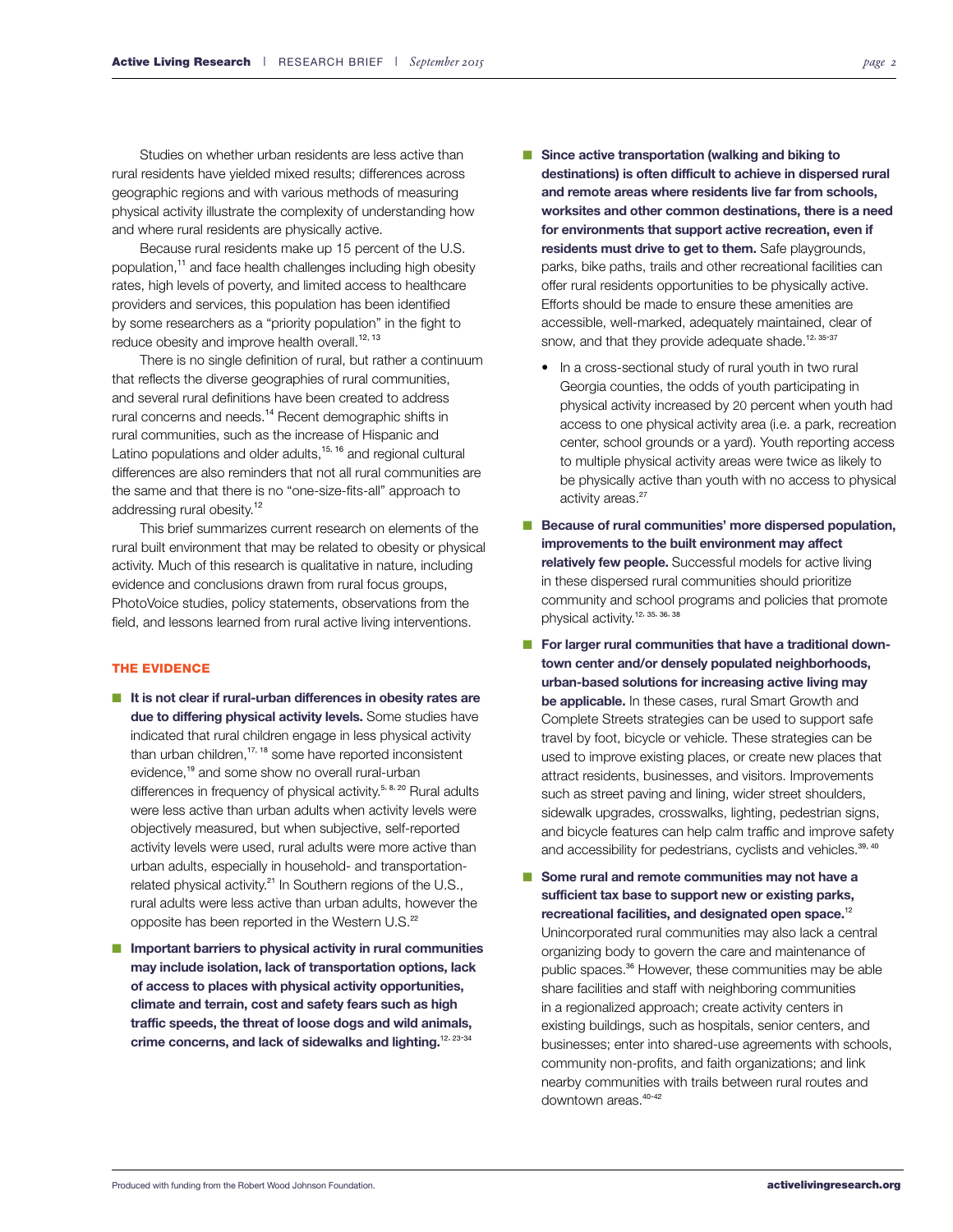Studies on whether urban residents are less active than rural residents have yielded mixed results; differences across geographic regions and with various methods of measuring physical activity illustrate the complexity of understanding how and where rural residents are physically active.

Because rural residents make up 15 percent of the U.S. population,[11] and face health challenges including high obesity rates, high levels of poverty, and limited access to healthcare providers and services, this population has been identified by some researchers as a "priority population" in the fight to reduce obesity and improve health overall.[12, 13]

There is no single definition of rural, but rather a continuum that reflects the diverse geographies of rural communities, and several rural definitions have been created to address rural concerns and needs.[14] Recent demographic shifts in rural communities, such as the increase of Hispanic and Latino populations and older adults,[15, 16] and regional cultural differences are also reminders that not all rural communities are the same and that there is no "one-size-fits-all" approach to addressing rural obesity.[12]

This brief summarizes current research on elements of the rural built environment that may be related to obesity or physical activity. Much of this research is qualitative in nature, including evidence and conclusions drawn from rural focus groups, PhotoVoice studies, policy statements, observations from the field, and lessons learned from rural active living interventions.

## THE EVIDENCE

- **It is not clear if rural-urban differences in obesity rates are due to differing physical activity levels.** Some studies have indicated that rural children engage in less physical activity than urban children,[17, 18] some have reported inconsistent evidence,[19] and some show no overall rural-urban differences in frequency of physical activity.[5, 8, 20] Rural adults were less active than urban adults when activity levels were objectively measured, but when subjective, self-reported activity levels were used, rural adults were more active than urban adults, especially in household- and transportation-related physical activity.[21] In Southern regions of the U.S., rural adults were less active than urban adults, however the opposite has been reported in the Western U.S.[22]

- **Important barriers to physical activity in rural communities may include isolation, lack of transportation options, lack of access to places with physical activity opportunities, climate and terrain, cost and safety fears such as high traffic speeds, the threat of loose dogs and wild animals, crime concerns, and lack of sidewalks and lighting.**[12, 23-34]

- **Since active transportation (walking and biking to destinations) is often difficult to achieve in dispersed rural and remote areas where residents live far from schools, worksites and other common destinations, there is a need for environments that support active recreation, even if residents must drive to get to them.** Safe playgrounds, parks, bike paths, trails and other recreational facilities can offer rural residents opportunities to be physically active. Efforts should be made to ensure these amenities are accessible, well-marked, adequately maintained, clear of snow, and that they provide adequate shade.[12, 35-37]
  - In a cross-sectional study of rural youth in two rural Georgia counties, the odds of youth participating in physical activity increased by 20 percent when youth had access to one physical activity area (i.e. a park, recreation center, school grounds or a yard). Youth reporting access to multiple physical activity areas were twice as likely to be physically active than youth with no access to physical activity areas.[27]

- **Because of rural communities' more dispersed population, improvements to the built environment may affect relatively few people.** Successful models for active living in these dispersed rural communities should prioritize community and school programs and policies that promote physical activity.[12, 35, 36, 38]

- **For larger rural communities that have a traditional downtown center and/or densely populated neighborhoods, urban-based solutions for increasing active living may be applicable.** In these cases, rural Smart Growth and Complete Streets strategies can be used to support safe travel by foot, bicycle or vehicle. These strategies can be used to improve existing places, or create new places that attract residents, businesses, and visitors. Improvements such as street paving and lining, wider street shoulders, sidewalk upgrades, crosswalks, lighting, pedestrian signs, and bicycle features can help calm traffic and improve safety and accessibility for pedestrians, cyclists and vehicles.[39, 40]

- **Some rural and remote communities may not have a sufficient tax base to support new or existing parks, recreational facilities, and designated open space.**[12] Unincorporated rural communities may also lack a central organizing body to govern the care and maintenance of public spaces.[36] However, these communities may be able share facilities and staff with neighboring communities in a regionalized approach; create activity centers in existing buildings, such as hospitals, senior centers, and businesses; enter into shared-use agreements with schools, community non-profits, and faith organizations; and link nearby communities with trails between rural routes and downtown areas.[40-42]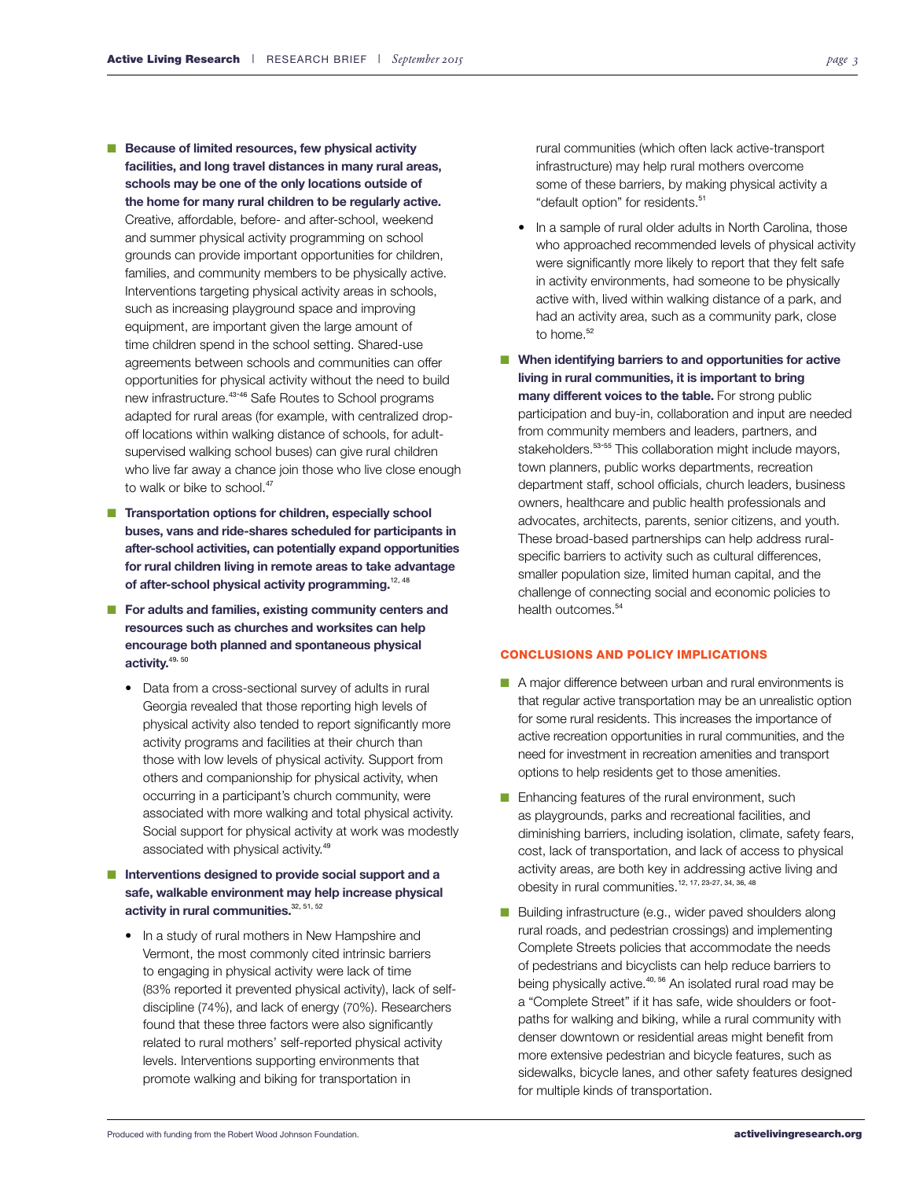- **Because of limited resources, few physical activity facilities, and long travel distances in many rural areas, schools may be one of the only locations outside of the home for many rural children to be regularly active.** Creative, affordable, before- and after-school, weekend and summer physical activity programming on school grounds can provide important opportunities for children, families, and community members to be physically active. Interventions targeting physical activity areas in schools, such as increasing playground space and improving equipment, are important given the large amount of time children spend in the school setting. Shared-use agreements between schools and communities can offer opportunities for physical activity without the need to build new infrastructure.[43-46] Safe Routes to School programs adapted for rural areas (for example, with centralized drop-off locations within walking distance of schools, for adult-supervised walking school buses) can give rural children who live far away a chance join those who live close enough to walk or bike to school.[47]

- **Transportation options for children, especially school buses, vans and ride-shares scheduled for participants in after-school activities, can potentially expand opportunities for rural children living in remote areas to take advantage of after-school physical activity programming.**[12, 48]

- **For adults and families, existing community centers and resources such as churches and worksites can help encourage both planned and spontaneous physical activity.**[49, 50]
  - Data from a cross-sectional survey of adults in rural Georgia revealed that those reporting high levels of physical activity also tended to report significantly more activity programs and facilities at their church than those with low levels of physical activity. Support from others and companionship for physical activity, when occurring in a participant's church community, were associated with more walking and total physical activity. Social support for physical activity at work was modestly associated with physical activity.[49]

- **Interventions designed to provide social support and a safe, walkable environment may help increase physical activity in rural communities.**[32, 51, 52]
  - In a study of rural mothers in New Hampshire and Vermont, the most commonly cited intrinsic barriers to engaging in physical activity were lack of time (83% reported it prevented physical activity), lack of self-discipline (74%), and lack of energy (70%). Researchers found that these three factors were also significantly related to rural mothers' self-reported physical activity levels. Interventions supporting environments that promote walking and biking for transportation in rural communities (which often lack active-transport infrastructure) may help rural mothers overcome some of these barriers, by making physical activity a "default option" for residents.[51]
  - In a sample of rural older adults in North Carolina, those who approached recommended levels of physical activity were significantly more likely to report that they felt safe in activity environments, had someone to be physically active with, lived within walking distance of a park, and had an activity area, such as a community park, close to home.[52]

- **When identifying barriers to and opportunities for active living in rural communities, it is important to bring many different voices to the table.** For strong public participation and buy-in, collaboration and input are needed from community members and leaders, partners, and stakeholders.[53-55] This collaboration might include mayors, town planners, public works departments, recreation department staff, school officials, church leaders, business owners, healthcare and public health professionals and advocates, architects, parents, senior citizens, and youth. These broad-based partnerships can help address rural-specific barriers to activity such as cultural differences, smaller population size, limited human capital, and the challenge of connecting social and economic policies to health outcomes.[54]

## CONCLUSIONS AND POLICY IMPLICATIONS

- A major difference between urban and rural environments is that regular active transportation may be an unrealistic option for some rural residents. This increases the importance of active recreation opportunities in rural communities, and the need for investment in recreation amenities and transport options to help residents get to those amenities.

- Enhancing features of the rural environment, such as playgrounds, parks and recreational facilities, and diminishing barriers, including isolation, climate, safety fears, cost, lack of transportation, and lack of access to physical activity areas, are both key in addressing active living and obesity in rural communities.[12, 17, 23-27, 34, 36, 48]

- Building infrastructure (e.g., wider paved shoulders along rural roads, and pedestrian crossings) and implementing Complete Streets policies that accommodate the needs of pedestrians and bicyclists can help reduce barriers to being physically active.[40, 56] An isolated rural road may be a "Complete Street" if it has safe, wide shoulders or foot-paths for walking and biking, while a rural community with denser downtown or residential areas might benefit from more extensive pedestrian and bicycle features, such as sidewalks, bicycle lanes, and other safety features designed for multiple kinds of transportation.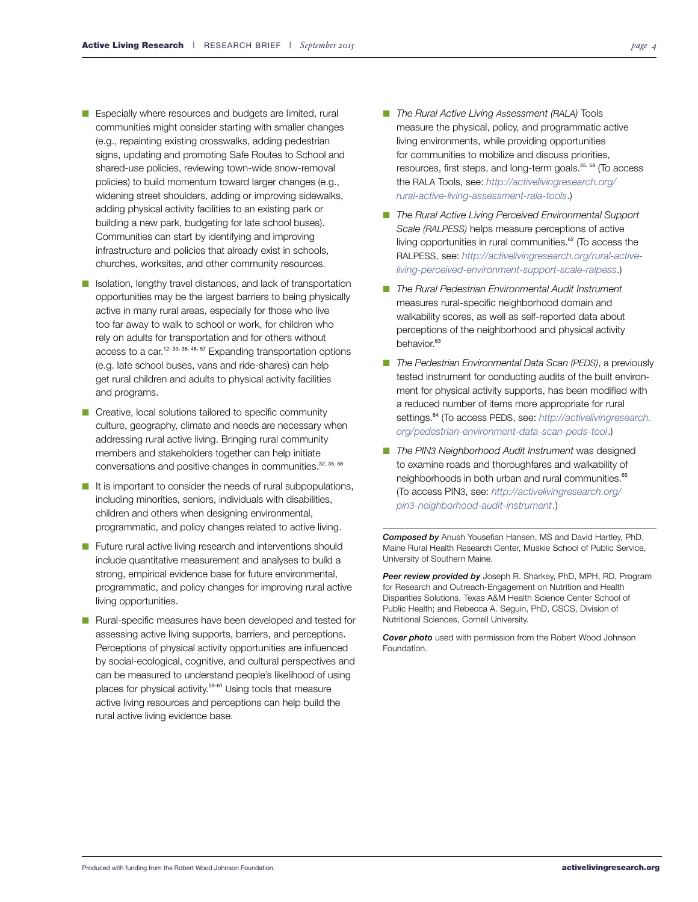- Especially where resources and budgets are limited, rural communities might consider starting with smaller changes (e.g., repainting existing crosswalks, adding pedestrian signs, updating and promoting Safe Routes to School and shared-use policies, reviewing town-wide snow-removal policies) to build momentum toward larger changes (e.g., widening street shoulders, adding or improving sidewalks, adding physical activity facilities to an existing park or building a new park, budgeting for late school buses). Communities can start by identifying and improving infrastructure and policies that already exist in schools, churches, worksites, and other community resources.
- Isolation, lengthy travel distances, and lack of transportation opportunities may be the largest barriers to being physically active in many rural areas, especially for those who live too far away to walk to school or work, for children who rely on adults for transportation and for others without access to a car.[12, 33, 36, 48, 57] Expanding transportation options (e.g. late school buses, vans and ride-shares) can help get rural children and adults to physical activity facilities and programs.
- Creative, local solutions tailored to specific community culture, geography, climate and needs are necessary when addressing rural active living. Bringing rural community members and stakeholders together can help initiate conversations and positive changes in communities.[32, 35, 58]
- It is important to consider the needs of rural subpopulations, including minorities, seniors, individuals with disabilities, children and others when designing environmental, programmatic, and policy changes related to active living.
- Future rural active living research and interventions should include quantitative measurement and analyses to build a strong, empirical evidence base for future environmental, programmatic, and policy changes for improving rural active living opportunities.
- Rural-specific measures have been developed and tested for assessing active living supports, barriers, and perceptions. Perceptions of physical activity opportunities are influenced by social-ecological, cognitive, and cultural perspectives and can be measured to understand people's likelihood of using places for physical activity.[59–61] Using tools that measure active living resources and perceptions can help build the rural active living evidence base.
- *The Rural Active Living Assessment (RALA)* Tools measure the physical, policy, and programmatic active living environments, while providing opportunities for communities to mobilize and discuss priorities, resources, first steps, and long-term goals.[35, 58] (To access the RALA Tools, see: *http://activelivingresearch.org/rural-active-living-assessment-rala-tools*.)
- *The Rural Active Living Perceived Environmental Support Scale (RALPESS)* helps measure perceptions of active living opportunities in rural communities.[62] (To access the RALPESS, see: *http://activelivingresearch.org/rural-active-living-perceived-environment-support-scale-ralpess*.)
- *The Rural Pedestrian Environmental Audit Instrument* measures rural-specific neighborhood domain and walkability scores, as well as self-reported data about perceptions of the neighborhood and physical activity behavior.[63]
- *The Pedestrian Environmental Data Scan (PEDS)*, a previously tested instrument for conducting audits of the built environment for physical activity supports, has been modified with a reduced number of items more appropriate for rural settings.[64] (To access PEDS, see: *http://activelivingresearch.org/pedestrian-environment-data-scan-peds-tool*.)
- *The PIN3 Neighborhood Audit Instrument* was designed to examine roads and thoroughfares and walkability of neighborhoods in both urban and rural communities.[65] (To access PIN3, see: *http://activelivingresearch.org/pin3-neighborhood-audit-instrument*.)

***Composed by*** Anush Yousefian Hansen, MS and David Hartley, PhD, Maine Rural Health Research Center, Muskie School of Public Service, University of Southern Maine.

***Peer review provided by*** Joseph R. Sharkey, PhD, MPH, RD, Program for Research and Outreach-Engagement on Nutrition and Health Disparities Solutions, Texas A&M Health Science Center School of Public Health; and Rebecca A. Seguin, PhD, CSCS, Division of Nutritional Sciences, Cornell University.

***Cover photo*** used with permission from the Robert Wood Johnson Foundation.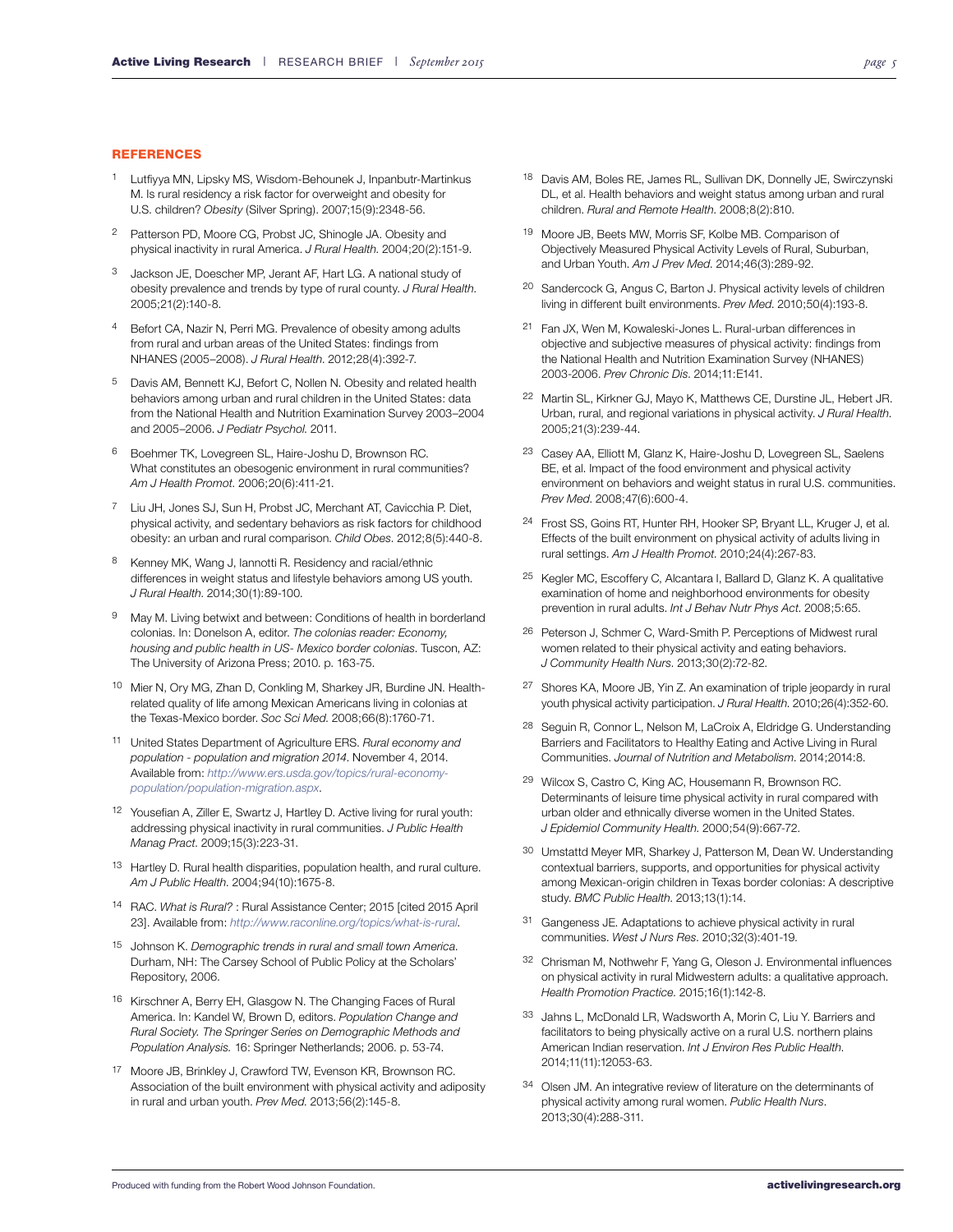## REFERENCES

1. Lutfiyya MN, Lipsky MS, Wisdom-Behounek J, Inpanbutr-Martinkus M. Is rural residency a risk factor for overweight and obesity for U.S. children? *Obesity* (Silver Spring). 2007;15(9):2348-56.
2. Patterson PD, Moore CG, Probst JC, Shinogle JA. Obesity and physical inactivity in rural America. *J Rural Health.* 2004;20(2):151-9.
3. Jackson JE, Doescher MP, Jerant AF, Hart LG. A national study of obesity prevalence and trends by type of rural county. *J Rural Health.* 2005;21(2):140-8.
4. Befort CA, Nazir N, Perri MG. Prevalence of obesity among adults from rural and urban areas of the United States: findings from NHANES (2005–2008). *J Rural Health.* 2012;28(4):392-7.
5. Davis AM, Bennett KJ, Befort C, Nollen N. Obesity and related health behaviors among urban and rural children in the United States: data from the National Health and Nutrition Examination Survey 2003–2004 and 2005–2006. *J Pediatr Psychol.* 2011.
6. Boehmer TK, Lovegreen SL, Haire-Joshu D, Brownson RC. What constitutes an obesogenic environment in rural communities? *Am J Health Promot.* 2006;20(6):411-21.
7. Liu JH, Jones SJ, Sun H, Probst JC, Merchant AT, Cavicchia P. Diet, physical activity, and sedentary behaviors as risk factors for childhood obesity: an urban and rural comparison. *Child Obes.* 2012;8(5):440-8.
8. Kenney MK, Wang J, Iannotti R. Residency and racial/ethnic differences in weight status and lifestyle behaviors among US youth. *J Rural Health.* 2014;30(1):89-100.
9. May M. Living betwixt and between: Conditions of health in borderland colonias. In: Donelson A, editor. *The colonias reader: Economy, housing and public health in US- Mexico border colonias.* Tuscon, AZ: The University of Arizona Press; 2010. p. 163-75.
10. Mier N, Ory MG, Zhan D, Conkling M, Sharkey JR, Burdine JN. Health-related quality of life among Mexican Americans living in colonias at the Texas-Mexico border. *Soc Sci Med.* 2008;66(8):1760-71.
11. United States Department of Agriculture ERS. *Rural economy and population - population and migration 2014.* November 4, 2014. Available from: *http://www.ers.usda.gov/topics/rural-economy-population/population-migration.aspx.*
12. Yousefian A, Ziller E, Swartz J, Hartley D. Active living for rural youth: addressing physical inactivity in rural communities. *J Public Health Manag Pract.* 2009;15(3):223-31.
13. Hartley D. Rural health disparities, population health, and rural culture. *Am J Public Health.* 2004;94(10):1675-8.
14. RAC. *What is Rural?* : Rural Assistance Center; 2015 [cited 2015 April 23]. Available from: *http://www.raconline.org/topics/what-is-rural.*
15. Johnson K. *Demographic trends in rural and small town America.* Durham, NH: The Carsey School of Public Policy at the Scholars' Repository, 2006.
16. Kirschner A, Berry EH, Glasgow N. The Changing Faces of Rural America. In: Kandel W, Brown D, editors. *Population Change and Rural Society. The Springer Series on Demographic Methods and Population Analysis.* 16: Springer Netherlands; 2006. p. 53-74.
17. Moore JB, Brinkley J, Crawford TW, Evenson KR, Brownson RC. Association of the built environment with physical activity and adiposity in rural and urban youth. *Prev Med.* 2013;56(2):145-8.
18. Davis AM, Boles RE, James RL, Sullivan DK, Donnelly JE, Swirczynski DL, et al. Health behaviors and weight status among urban and rural children. *Rural and Remote Health.* 2008;8(2):810.
19. Moore JB, Beets MW, Morris SF, Kolbe MB. Comparison of Objectively Measured Physical Activity Levels of Rural, Suburban, and Urban Youth. *Am J Prev Med.* 2014;46(3):289-92.
20. Sandercock G, Angus C, Barton J. Physical activity levels of children living in different built environments. *Prev Med.* 2010;50(4):193-8.
21. Fan JX, Wen M, Kowaleski-Jones L. Rural-urban differences in objective and subjective measures of physical activity: findings from the National Health and Nutrition Examination Survey (NHANES) 2003-2006. *Prev Chronic Dis.* 2014;11:E141.
22. Martin SL, Kirkner GJ, Mayo K, Matthews CE, Durstine JL, Hebert JR. Urban, rural, and regional variations in physical activity. *J Rural Health.* 2005;21(3):239-44.
23. Casey AA, Elliott M, Glanz K, Haire-Joshu D, Lovegreen SL, Saelens BE, et al. Impact of the food environment and physical activity environment on behaviors and weight status in rural U.S. communities. *Prev Med.* 2008;47(6):600-4.
24. Frost SS, Goins RT, Hunter RH, Hooker SP, Bryant LL, Kruger J, et al. Effects of the built environment on physical activity of adults living in rural settings. *Am J Health Promot.* 2010;24(4):267-83.
25. Kegler MC, Escoffery C, Alcantara I, Ballard D, Glanz K. A qualitative examination of home and neighborhood environments for obesity prevention in rural adults. *Int J Behav Nutr Phys Act.* 2008;5:65.
26. Peterson J, Schmer C, Ward-Smith P. Perceptions of Midwest rural women related to their physical activity and eating behaviors. *J Community Health Nurs.* 2013;30(2):72-82.
27. Shores KA, Moore JB, Yin Z. An examination of triple jeopardy in rural youth physical activity participation. *J Rural Health.* 2010;26(4):352-60.
28. Seguin R, Connor L, Nelson M, LaCroix A, Eldridge G. Understanding Barriers and Facilitators to Healthy Eating and Active Living in Rural Communities. *Journal of Nutrition and Metabolism.* 2014;2014:8.
29. Wilcox S, Castro C, King AC, Housemann R, Brownson RC. Determinants of leisure time physical activity in rural compared with urban older and ethnically diverse women in the United States. *J Epidemiol Community Health.* 2000;54(9):667-72.
30. Umstattd Meyer MR, Sharkey J, Patterson M, Dean W. Understanding contextual barriers, supports, and opportunities for physical activity among Mexican-origin children in Texas border colonias: A descriptive study. *BMC Public Health.* 2013;13(1):14.
31. Gangeness JE. Adaptations to achieve physical activity in rural communities. *West J Nurs Res.* 2010;32(3):401-19.
32. Chrisman M, Nothwehr F, Yang G, Oleson J. Environmental influences on physical activity in rural Midwestern adults: a qualitative approach. *Health Promotion Practice.* 2015;16(1):142-8.
33. Jahns L, McDonald LR, Wadsworth A, Morin C, Liu Y. Barriers and facilitators to being physically active on a rural U.S. northern plains American Indian reservation. *Int J Environ Res Public Health.* 2014;11(11):12053-63.
34. Olsen JM. An integrative review of literature on the determinants of physical activity among rural women. *Public Health Nurs.* 2013;30(4):288-311.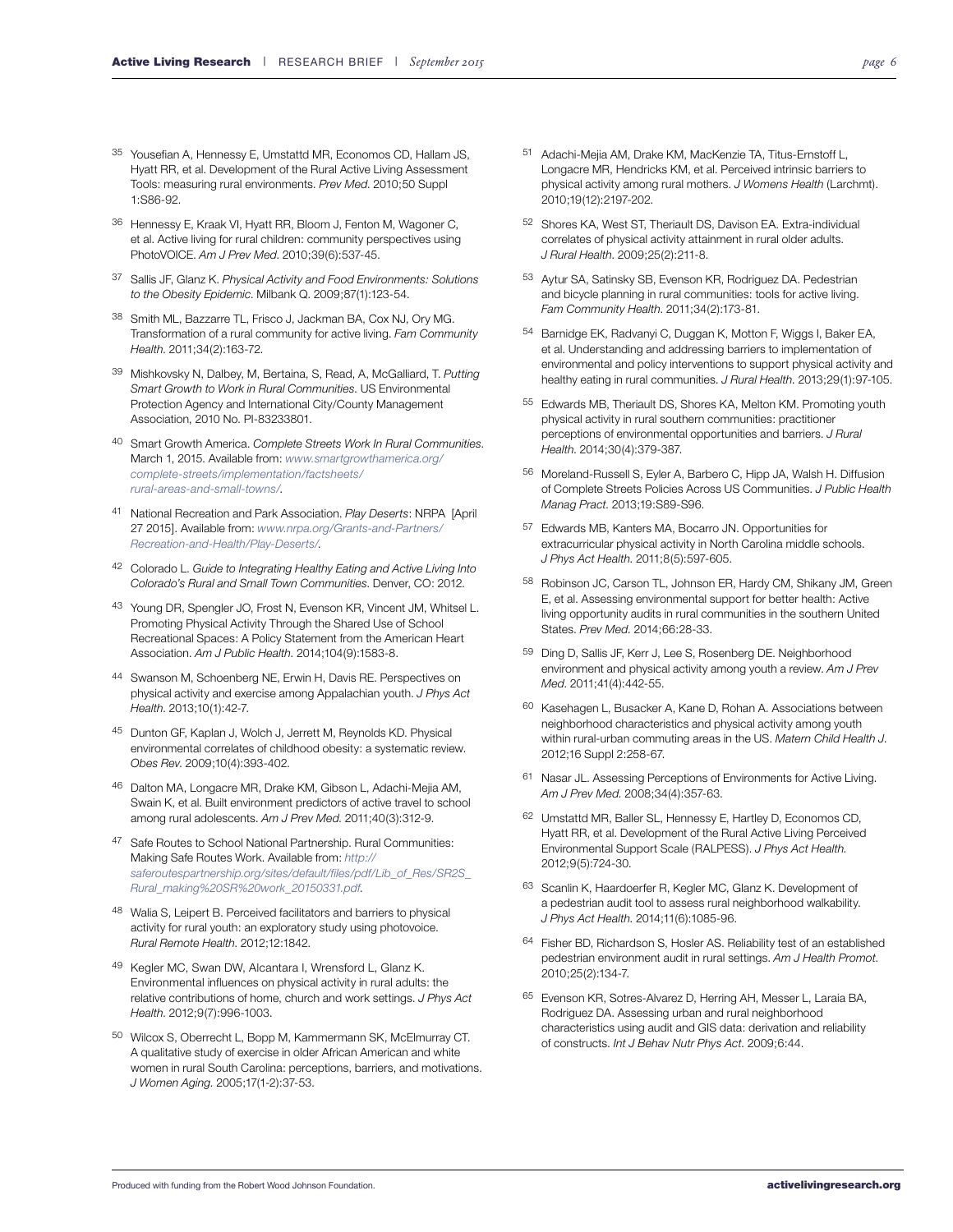35 Yousefian A, Hennessy E, Umstattd MR, Economos CD, Hallam JS, Hyatt RR, et al. Development of the Rural Active Living Assessment Tools: measuring rural environments. *Prev Med*. 2010;50 Suppl 1:S86-92.

36 Hennessy E, Kraak VI, Hyatt RR, Bloom J, Fenton M, Wagoner C, et al. Active living for rural children: community perspectives using PhotoVOICE. *Am J Prev Med*. 2010;39(6):537-45.

37 Sallis JF, Glanz K. *Physical Activity and Food Environments: Solutions to the Obesity Epidemic*. Milbank Q. 2009;87(1):123-54.

38 Smith ML, Bazzarre TL, Frisco J, Jackman BA, Cox NJ, Ory MG. Transformation of a rural community for active living. *Fam Community Health*. 2011;34(2):163-72.

39 Mishkovsky N, Dalbey, M, Bertaina, S, Read, A, McGalliard, T. *Putting Smart Growth to Work in Rural Communities*. US Environmental Protection Agency and International City/County Management Association, 2010 No. PI-83233801.

40 Smart Growth America. *Complete Streets Work In Rural Communities*. March 1, 2015. Available from: *www.smartgrowthamerica.org/complete-streets/implementation/factsheets/rural-areas-and-small-towns/*.

41 National Recreation and Park Association. *Play Deserts*: NRPA [April 27 2015]. Available from: *www.nrpa.org/Grants-and-Partners/Recreation-and-Health/Play-Deserts/*.

42 Colorado L. *Guide to Integrating Healthy Eating and Active Living Into Colorado's Rural and Small Town Communities*. Denver, CO: 2012.

43 Young DR, Spengler JO, Frost N, Evenson KR, Vincent JM, Whitsel L. Promoting Physical Activity Through the Shared Use of School Recreational Spaces: A Policy Statement from the American Heart Association. *Am J Public Health*. 2014;104(9):1583-8.

44 Swanson M, Schoenberg NE, Erwin H, Davis RE. Perspectives on physical activity and exercise among Appalachian youth. *J Phys Act Health*. 2013;10(1):42-7.

45 Dunton GF, Kaplan J, Wolch J, Jerrett M, Reynolds KD. Physical environmental correlates of childhood obesity: a systematic review. *Obes Rev*. 2009;10(4):393-402.

46 Dalton MA, Longacre MR, Drake KM, Gibson L, Adachi-Mejia AM, Swain K, et al. Built environment predictors of active travel to school among rural adolescents. *Am J Prev Med*. 2011;40(3):312-9.

47 Safe Routes to School National Partnership. Rural Communities: Making Safe Routes Work. Available from: *http://saferoutespartnership.org/sites/default/files/pdf/Lib_of_Res/SR2S_Rural_making%20SR%20work_20150331.pdf*.

48 Walia S, Leipert B. Perceived facilitators and barriers to physical activity for rural youth: an exploratory study using photovoice. *Rural Remote Health*. 2012;12:1842.

49 Kegler MC, Swan DW, Alcantara I, Wrensford L, Glanz K. Environmental influences on physical activity in rural adults: the relative contributions of home, church and work settings. *J Phys Act Health*. 2012;9(7):996-1003.

50 Wilcox S, Oberrecht L, Bopp M, Kammermann SK, McElmurray CT. A qualitative study of exercise in older African American and white women in rural South Carolina: perceptions, barriers, and motivations. *J Women Aging*. 2005;17(1-2):37-53.

51 Adachi-Mejia AM, Drake KM, MacKenzie TA, Titus-Ernstoff L, Longacre MR, Hendricks KM, et al. Perceived intrinsic barriers to physical activity among rural mothers. *J Womens Health* (Larchmt). 2010;19(12):2197-202.

52 Shores KA, West ST, Theriault DS, Davison EA. Extra-individual correlates of physical activity attainment in rural older adults. *J Rural Health*. 2009;25(2):211-8.

53 Aytur SA, Satinsky SB, Evenson KR, Rodriguez DA. Pedestrian and bicycle planning in rural communities: tools for active living. *Fam Community Health*. 2011;34(2):173-81.

54 Barnidge EK, Radvanyi C, Duggan K, Motton F, Wiggs I, Baker EA, et al. Understanding and addressing barriers to implementation of environmental and policy interventions to support physical activity and healthy eating in rural communities. *J Rural Health*. 2013;29(1):97-105.

55 Edwards MB, Theriault DS, Shores KA, Melton KM. Promoting youth physical activity in rural southern communities: practitioner perceptions of environmental opportunities and barriers. *J Rural Health*. 2014;30(4):379-387.

56 Moreland-Russell S, Eyler A, Barbero C, Hipp JA, Walsh H. Diffusion of Complete Streets Policies Across US Communities. *J Public Health Manag Pract*. 2013;19:S89-S96.

57 Edwards MB, Kanters MA, Bocarro JN. Opportunities for extracurricular physical activity in North Carolina middle schools. *J Phys Act Health*. 2011;8(5):597-605.

58 Robinson JC, Carson TL, Johnson ER, Hardy CM, Shikany JM, Green E, et al. Assessing environmental support for better health: Active living opportunity audits in rural communities in the southern United States. *Prev Med*. 2014;66:28-33.

59 Ding D, Sallis JF, Kerr J, Lee S, Rosenberg DE. Neighborhood environment and physical activity among youth a review. *Am J Prev Med*. 2011;41(4):442-55.

60 Kasehagen L, Busacker A, Kane D, Rohan A. Associations between neighborhood characteristics and physical activity among youth within rural-urban commuting areas in the US. *Matern Child Health J*. 2012;16 Suppl 2:258-67.

61 Nasar JL. Assessing Perceptions of Environments for Active Living. *Am J Prev Med*. 2008;34(4):357-63.

62 Umstattd MR, Baller SL, Hennessy E, Hartley D, Economos CD, Hyatt RR, et al. Development of the Rural Active Living Perceived Environmental Support Scale (RALPESS). *J Phys Act Health*. 2012;9(5):724-30.

63 Scanlin K, Haardoerfer R, Kegler MC, Glanz K. Development of a pedestrian audit tool to assess rural neighborhood walkability. *J Phys Act Health*. 2014;11(6):1085-96.

64 Fisher BD, Richardson S, Hosler AS. Reliability test of an established pedestrian environment audit in rural settings. *Am J Health Promot*. 2010;25(2):134-7.

65 Evenson KR, Sotres-Alvarez D, Herring AH, Messer L, Laraia BA, Rodriguez DA. Assessing urban and rural neighborhood characteristics using audit and GIS data: derivation and reliability of constructs. *Int J Behav Nutr Phys Act*. 2009;6:44.